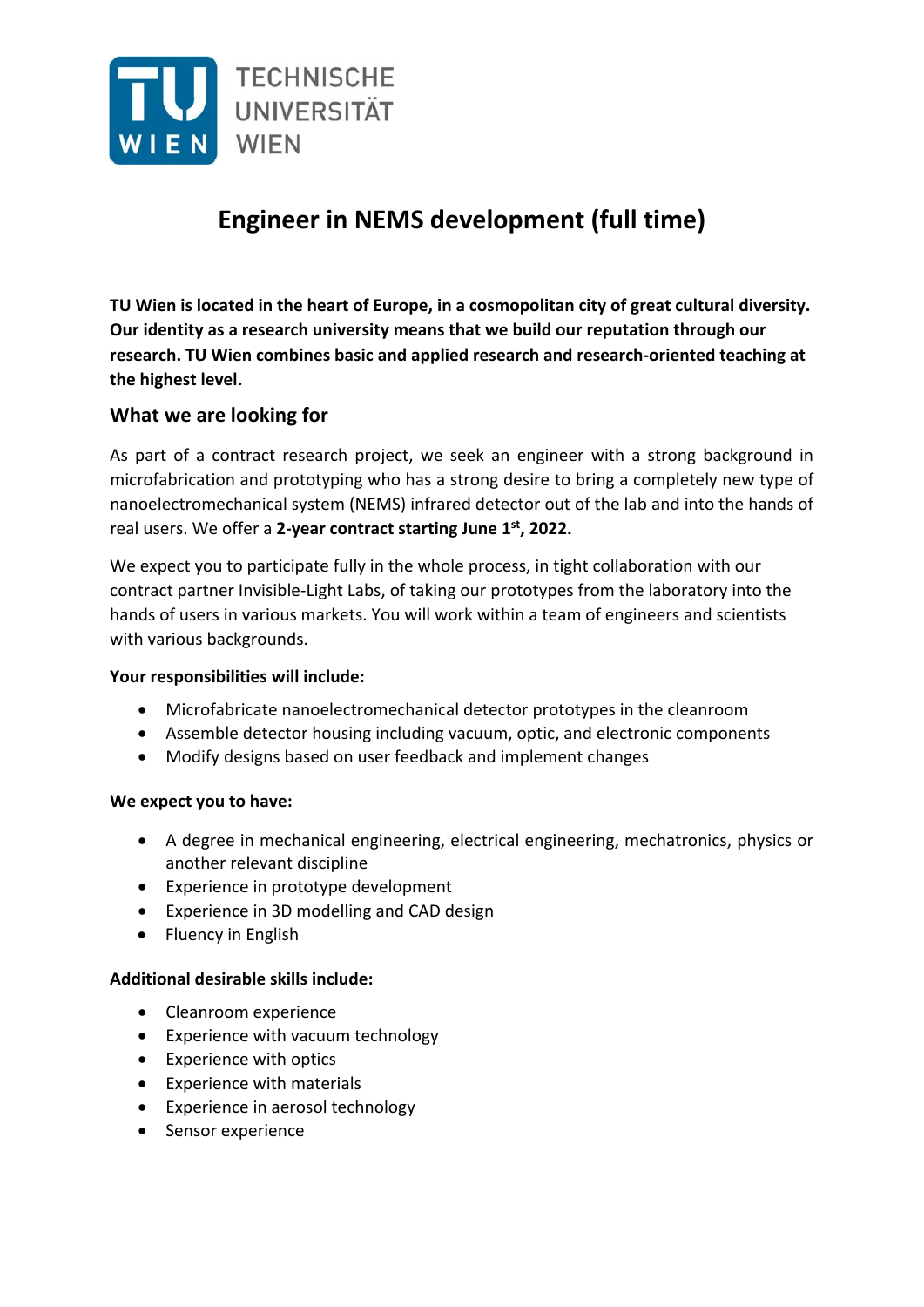TECHNISCHE UNIVERSITÄT WIEN

# Engineer in NEMS development (full time)

**TU Wien is located in the heart of Europe, in a cosmopolitan city of great cultural diversity. Our identity as a research university means that we build our reputation through our research. TU Wien combines basic and applied research and research-oriented teaching at the highest level.**

## What we are looking for

As part of a contract research project, we seek an engineer with a strong background in microfabrication and prototyping who has a strong desire to bring a completely new type of nanoelectromechanical system (NEMS) infrared detector out of the lab and into the hands of real users. We offer a **2-year contract starting June 1st, 2022.**

We expect you to participate fully in the whole process, in tight collaboration with our contract partner Invisible-Light Labs, of taking our prototypes from the laboratory into the hands of users in various markets. You will work within a team of engineers and scientists with various backgrounds.

**Your responsibilities will include:**

- Microfabricate nanoelectromechanical detector prototypes in the cleanroom
- Assemble detector housing including vacuum, optic, and electronic components
- Modify designs based on user feedback and implement changes

**We expect you to have:**

- A degree in mechanical engineering, electrical engineering, mechatronics, physics or another relevant discipline
- Experience in prototype development
- Experience in 3D modelling and CAD design
- Fluency in English

**Additional desirable skills include:**

- Cleanroom experience
- Experience with vacuum technology
- Experience with optics
- Experience with materials
- Experience in aerosol technology
- Sensor experience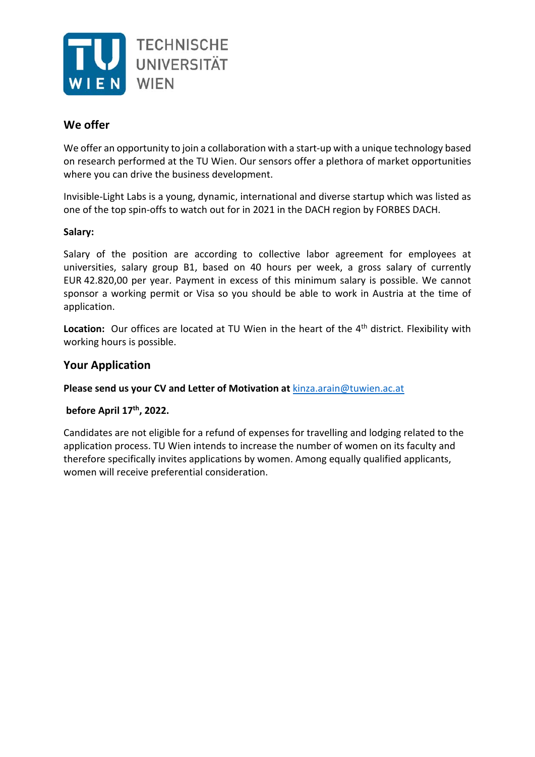## We offer

We offer an opportunity to join a collaboration with a start-up with a unique technology based on research performed at the TU Wien. Our sensors offer a plethora of market opportunities where you can drive the business development.

Invisible-Light Labs is a young, dynamic, international and diverse startup which was listed as one of the top spin-offs to watch out for in 2021 in the DACH region by FORBES DACH.

**Salary:**

Salary of the position are according to collective labor agreement for employees at universities, salary group B1, based on 40 hours per week, a gross salary of currently EUR 42.820,00 per year. Payment in excess of this minimum salary is possible. We cannot sponsor a working permit or Visa so you should be able to work in Austria at the time of application.

**Location:** Our offices are located at TU Wien in the heart of the 4th district. Flexibility with working hours is possible.

## Your Application

**Please send us your CV and Letter of Motivation at** kinza.arain@tuwien.ac.at

**before April 17th, 2022.**

Candidates are not eligible for a refund of expenses for travelling and lodging related to the application process. TU Wien intends to increase the number of women on its faculty and therefore specifically invites applications by women. Among equally qualified applicants, women will receive preferential consideration.